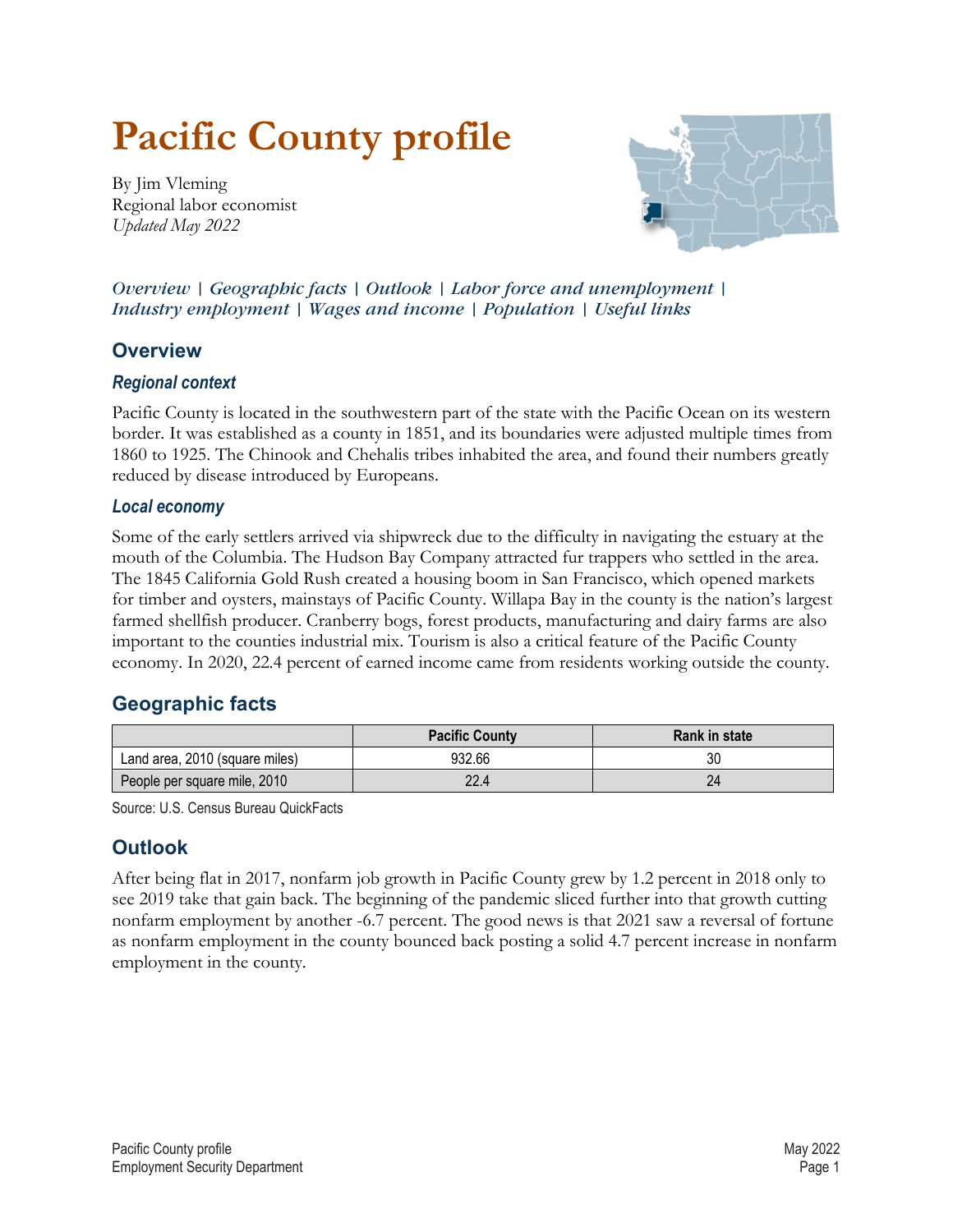# Pacific County profile

By Jim Vleming
Regional labor economist
*Updated May 2022*

*Overview | Geographic facts | Outlook | Labor force and unemployment | Industry employment | Wages and income | Population | Useful links*

## Overview

### *Regional context*

Pacific County is located in the southwestern part of the state with the Pacific Ocean on its western border. It was established as a county in 1851, and its boundaries were adjusted multiple times from 1860 to 1925. The Chinook and Chehalis tribes inhabited the area, and found their numbers greatly reduced by disease introduced by Europeans.

### *Local economy*

Some of the early settlers arrived via shipwreck due to the difficulty in navigating the estuary at the mouth of the Columbia. The Hudson Bay Company attracted fur trappers who settled in the area. The 1845 California Gold Rush created a housing boom in San Francisco, which opened markets for timber and oysters, mainstays of Pacific County. Willapa Bay in the county is the nation's largest farmed shellfish producer. Cranberry bogs, forest products, manufacturing and dairy farms are also important to the counties industrial mix. Tourism is also a critical feature of the Pacific County economy. In 2020, 22.4 percent of earned income came from residents working outside the county.

## Geographic facts

| | Pacific County | Rank in state |
|---|---|---|
| Land area, 2010 (square miles) | 932.66 | 30 |
| People per square mile, 2010 | 22.4 | 24 |

Source: U.S. Census Bureau QuickFacts

## Outlook

After being flat in 2017, nonfarm job growth in Pacific County grew by 1.2 percent in 2018 only to see 2019 take that gain back. The beginning of the pandemic sliced further into that growth cutting nonfarm employment by another -6.7 percent. The good news is that 2021 saw a reversal of fortune as nonfarm employment in the county bounced back posting a solid 4.7 percent increase in nonfarm employment in the county.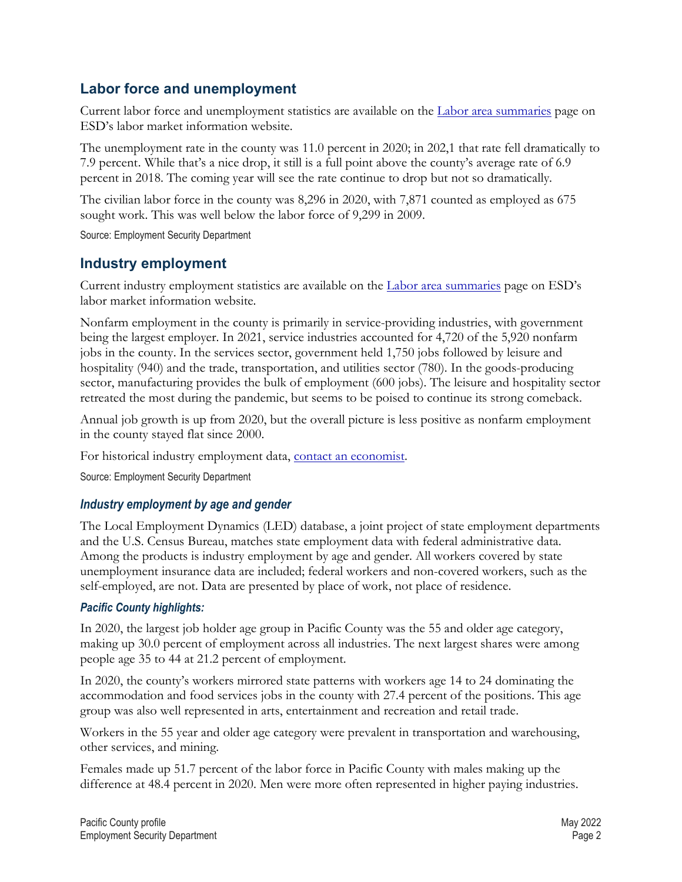## Labor force and unemployment

Current labor force and unemployment statistics are available on the [Labor area summaries](#) page on ESD's labor market information website.

The unemployment rate in the county was 11.0 percent in 2020; in 202,1 that rate fell dramatically to 7.9 percent. While that's a nice drop, it still is a full point above the county's average rate of 6.9 percent in 2018. The coming year will see the rate continue to drop but not so dramatically.

The civilian labor force in the county was 8,296 in 2020, with 7,871 counted as employed as 675 sought work. This was well below the labor force of 9,299 in 2009.

Source: Employment Security Department

## Industry employment

Current industry employment statistics are available on the [Labor area summaries](#) page on ESD's labor market information website.

Nonfarm employment in the county is primarily in service-providing industries, with government being the largest employer. In 2021, service industries accounted for 4,720 of the 5,920 nonfarm jobs in the county. In the services sector, government held 1,750 jobs followed by leisure and hospitality (940) and the trade, transportation, and utilities sector (780). In the goods-producing sector, manufacturing provides the bulk of employment (600 jobs). The leisure and hospitality sector retreated the most during the pandemic, but seems to be poised to continue its strong comeback.

Annual job growth is up from 2020, but the overall picture is less positive as nonfarm employment in the county stayed flat since 2000.

For historical industry employment data, [contact an economist](#).

Source: Employment Security Department

### *Industry employment by age and gender*

The Local Employment Dynamics (LED) database, a joint project of state employment departments and the U.S. Census Bureau, matches state employment data with federal administrative data. Among the products is industry employment by age and gender. All workers covered by state unemployment insurance data are included; federal workers and non-covered workers, such as the self-employed, are not. Data are presented by place of work, not place of residence.

#### *Pacific County highlights:*

In 2020, the largest job holder age group in Pacific County was the 55 and older age category, making up 30.0 percent of employment across all industries. The next largest shares were among people age 35 to 44 at 21.2 percent of employment.

In 2020, the county's workers mirrored state patterns with workers age 14 to 24 dominating the accommodation and food services jobs in the county with 27.4 percent of the positions. This age group was also well represented in arts, entertainment and recreation and retail trade.

Workers in the 55 year and older age category were prevalent in transportation and warehousing, other services, and mining.

Females made up 51.7 percent of the labor force in Pacific County with males making up the difference at 48.4 percent in 2020. Men were more often represented in higher paying industries.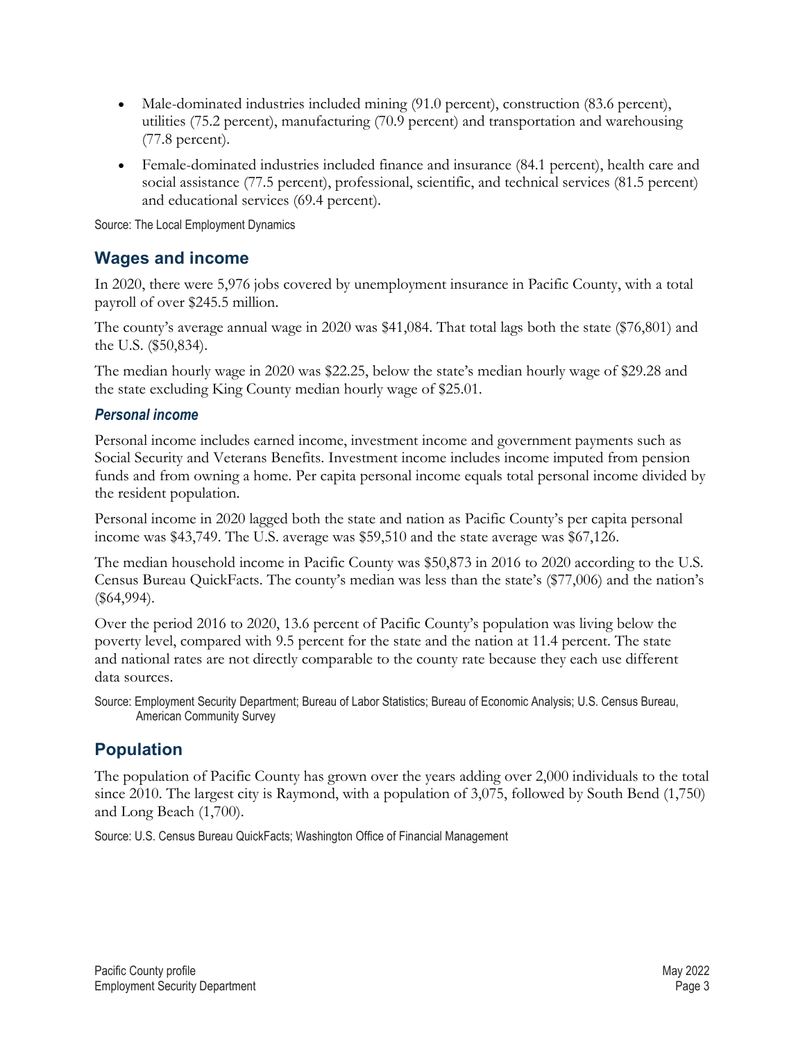- Male-dominated industries included mining (91.0 percent), construction (83.6 percent), utilities (75.2 percent), manufacturing (70.9 percent) and transportation and warehousing (77.8 percent).
- Female-dominated industries included finance and insurance (84.1 percent), health care and social assistance (77.5 percent), professional, scientific, and technical services (81.5 percent) and educational services (69.4 percent).

Source: The Local Employment Dynamics

## Wages and income

In 2020, there were 5,976 jobs covered by unemployment insurance in Pacific County, with a total payroll of over $245.5 million.

The county's average annual wage in 2020 was $41,084. That total lags both the state ($76,801) and the U.S. ($50,834).

The median hourly wage in 2020 was $22.25, below the state's median hourly wage of $29.28 and the state excluding King County median hourly wage of $25.01.

### *Personal income*

Personal income includes earned income, investment income and government payments such as Social Security and Veterans Benefits. Investment income includes income imputed from pension funds and from owning a home. Per capita personal income equals total personal income divided by the resident population.

Personal income in 2020 lagged both the state and nation as Pacific County's per capita personal income was $43,749. The U.S. average was $59,510 and the state average was $67,126.

The median household income in Pacific County was $50,873 in 2016 to 2020 according to the U.S. Census Bureau QuickFacts. The county's median was less than the state's ($77,006) and the nation's ($64,994).

Over the period 2016 to 2020, 13.6 percent of Pacific County's population was living below the poverty level, compared with 9.5 percent for the state and the nation at 11.4 percent. The state and national rates are not directly comparable to the county rate because they each use different data sources.

Source: Employment Security Department; Bureau of Labor Statistics; Bureau of Economic Analysis; U.S. Census Bureau, American Community Survey

## Population

The population of Pacific County has grown over the years adding over 2,000 individuals to the total since 2010. The largest city is Raymond, with a population of 3,075, followed by South Bend (1,750) and Long Beach (1,700).

Source: U.S. Census Bureau QuickFacts; Washington Office of Financial Management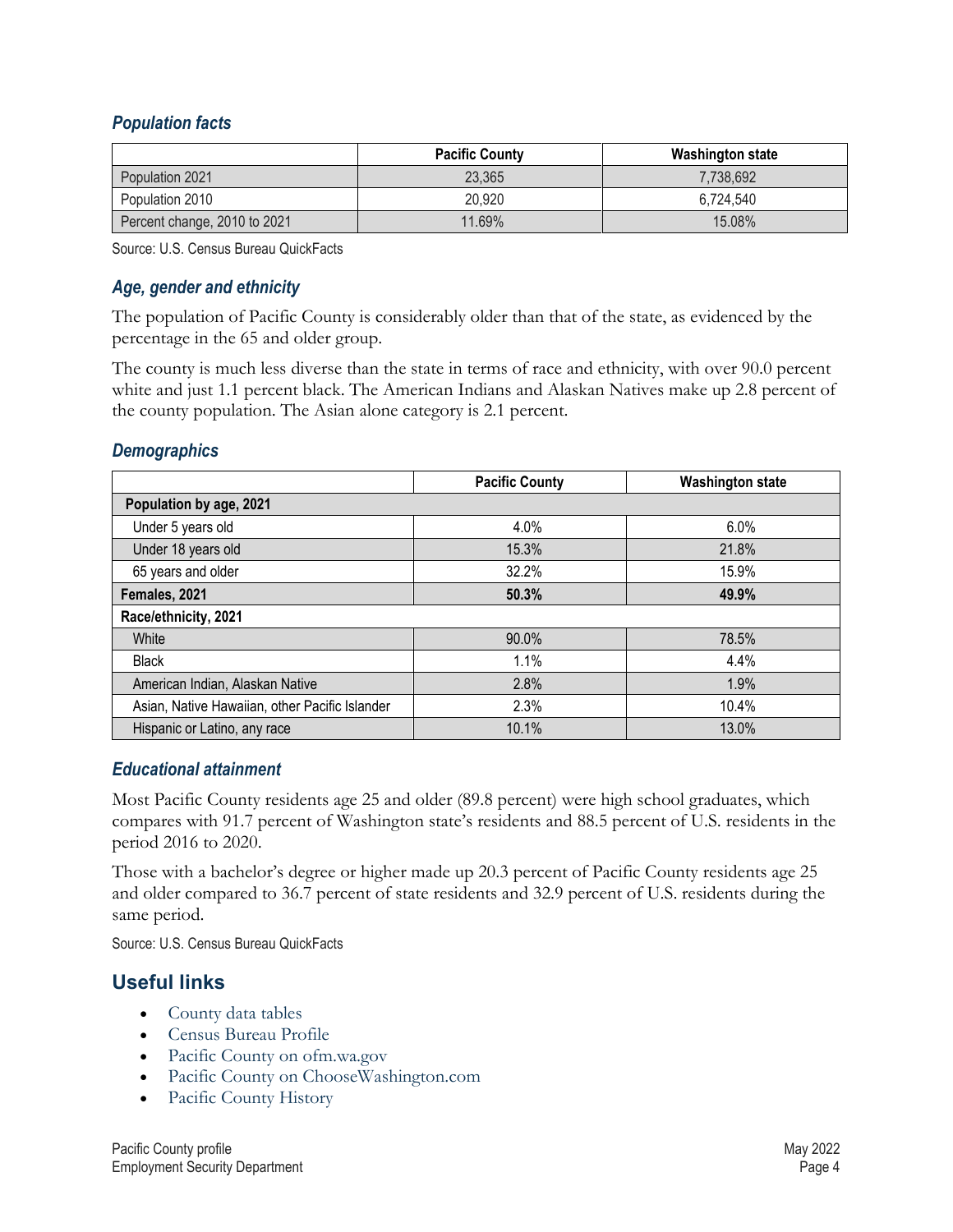### *Population facts*

| | Pacific County | Washington state |
|---|---|---|
| Population 2021 | 23,365 | 7,738,692 |
| Population 2010 | 20,920 | 6,724,540 |
| Percent change, 2010 to 2021 | 11.69% | 15.08% |

Source: U.S. Census Bureau QuickFacts

### *Age, gender and ethnicity*

The population of Pacific County is considerably older than that of the state, as evidenced by the percentage in the 65 and older group.

The county is much less diverse than the state in terms of race and ethnicity, with over 90.0 percent white and just 1.1 percent black. The American Indians and Alaskan Natives make up 2.8 percent of the county population. The Asian alone category is 2.1 percent.

### *Demographics*

| | Pacific County | Washington state |
|---|---|---|
| **Population by age, 2021** | | |
| Under 5 years old | 4.0% | 6.0% |
| Under 18 years old | 15.3% | 21.8% |
| 65 years and older | 32.2% | 15.9% |
| **Females, 2021** | **50.3%** | **49.9%** |
| **Race/ethnicity, 2021** | | |
| White | 90.0% | 78.5% |
| Black | 1.1% | 4.4% |
| American Indian, Alaskan Native | 2.8% | 1.9% |
| Asian, Native Hawaiian, other Pacific Islander | 2.3% | 10.4% |
| Hispanic or Latino, any race | 10.1% | 13.0% |

### *Educational attainment*

Most Pacific County residents age 25 and older (89.8 percent) were high school graduates, which compares with 91.7 percent of Washington state's residents and 88.5 percent of U.S. residents in the period 2016 to 2020.

Those with a bachelor's degree or higher made up 20.3 percent of Pacific County residents age 25 and older compared to 36.7 percent of state residents and 32.9 percent of U.S. residents during the same period.

Source: U.S. Census Bureau QuickFacts

## Useful links

- County data tables
- Census Bureau Profile
- Pacific County on ofm.wa.gov
- Pacific County on ChooseWashington.com
- Pacific County History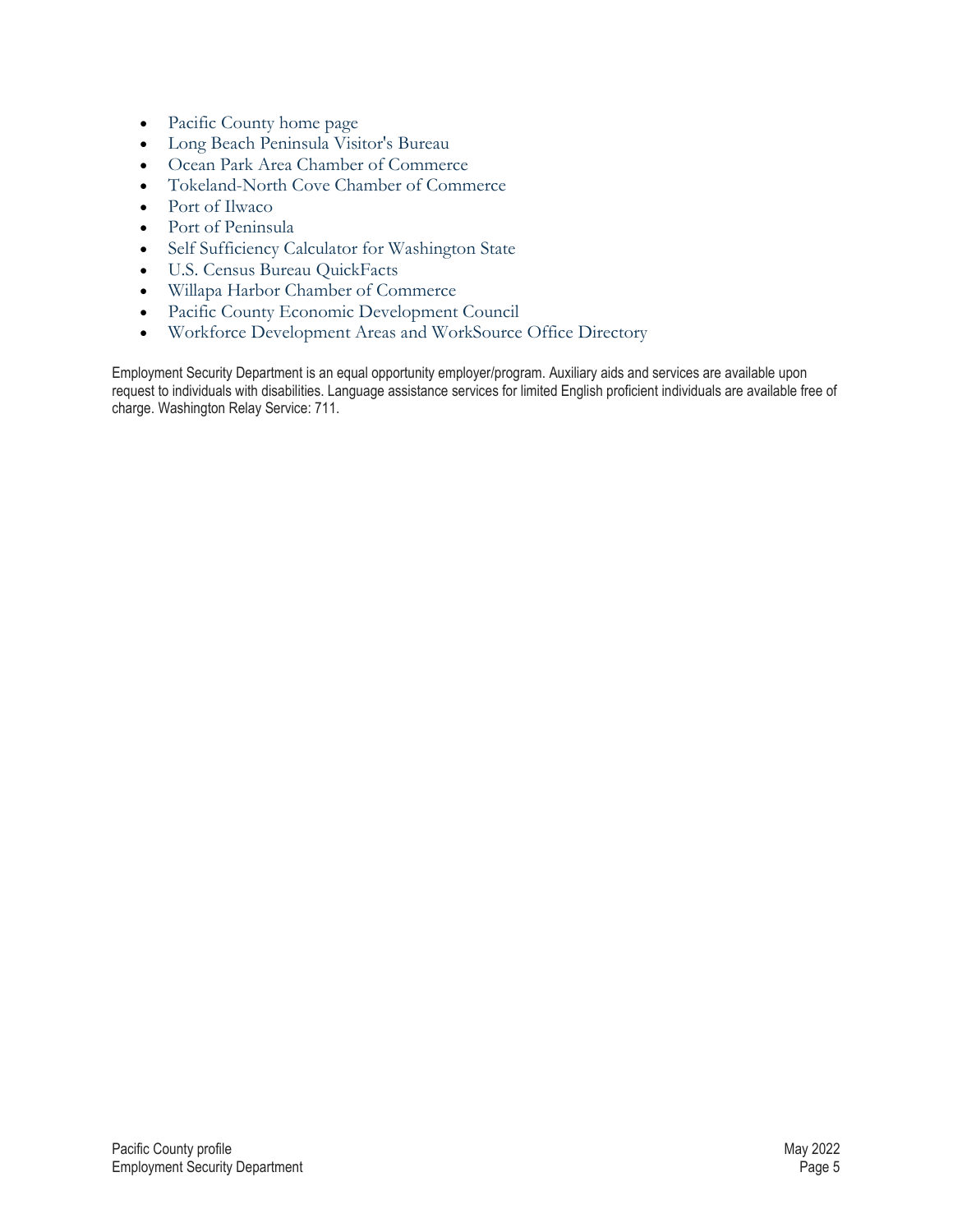- Pacific County home page
- Long Beach Peninsula Visitor's Bureau
- Ocean Park Area Chamber of Commerce
- Tokeland-North Cove Chamber of Commerce
- Port of Ilwaco
- Port of Peninsula
- Self Sufficiency Calculator for Washington State
- U.S. Census Bureau QuickFacts
- Willapa Harbor Chamber of Commerce
- Pacific County Economic Development Council
- Workforce Development Areas and WorkSource Office Directory

Employment Security Department is an equal opportunity employer/program. Auxiliary aids and services are available upon request to individuals with disabilities. Language assistance services for limited English proficient individuals are available free of charge. Washington Relay Service: 711.